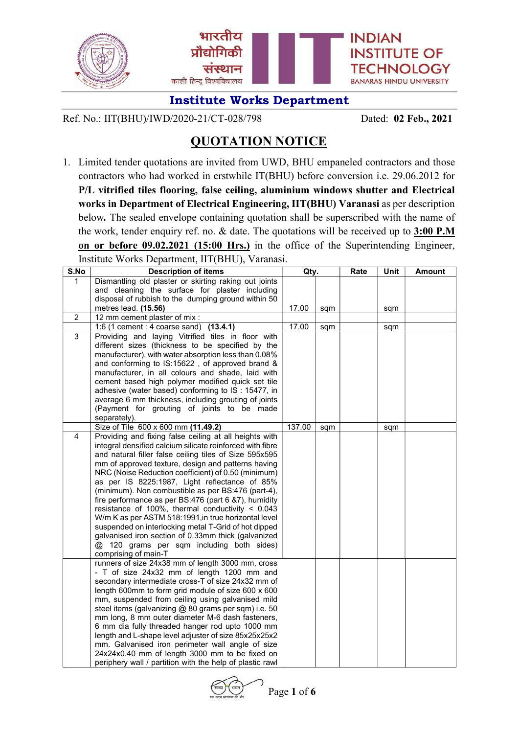भारतीय प्रौद्योगिकी संस्थान
काशी हिन्दू विश्वविद्यालय

INDIAN INSTITUTE OF TECHNOLOGY
BANARAS HINDU UNIVERSITY

## Institute Works Department

Ref. No.: IIT(BHU)/IWD/2020-21/CT-028/798 Dated: **02 Feb., 2021**

# QUOTATION NOTICE

1. Limited tender quotations are invited from UWD, BHU empaneled contractors and those contractors who had worked in erstwhile IT(BHU) before conversion i.e. 29.06.2012 for **P/L vitrified tiles flooring, false ceiling, aluminium windows shutter and Electrical works in Department of Electrical Engineering, IIT(BHU) Varanasi** as per description below**.** The sealed envelope containing quotation shall be superscribed with the name of the work, tender enquiry ref. no. & date. The quotations will be received up to **3:00 P.M on or before 09.02.2021 (15:00 Hrs.)** in the office of the Superintending Engineer, Institute Works Department, IIT(BHU), Varanasi.

| S.No | Description of items | Qty. | | Rate | Unit | Amount |
|---|---|---|---|---|---|---|
| 1 | Dismantling old plaster or skirting raking out joints and cleaning the surface for plaster including disposal of rubbish to the dumping ground within 50 metres lead. **(15.56)** | 17.00 | sqm | | sqm | |
| 2 | 12 mm cement plaster of mix : | | | | | |
| | 1:6 (1 cement : 4 coarse sand) **(13.4.1)** | 17.00 | sqm | | sqm | |
| 3 | Providing and laying Vitrified tiles in floor with different sizes (thickness to be specified by the manufacturer), with water absorption less than 0.08% and conforming to IS:15622 , of approved brand & manufacturer, in all colours and shade, laid with cement based high polymer modified quick set tile adhesive (water based) conforming to IS : 15477, in average 6 mm thickness, including grouting of joints (Payment for grouting of joints to be made separately). | | | | | |
| | Size of Tile 600 x 600 mm **(11.49.2)** | 137.00 | sqm | | sqm | |
| 4 | Providing and fixing false ceiling at all heights with integral densified calcium silicate reinforced with fibre and natural filler false ceiling tiles of Size 595x595 mm of approved texture, design and patterns having NRC (Noise Reduction coefficient) of 0.50 (minimum) as per IS 8225:1987, Light reflectance of 85% (minimum). Non combustible as per BS:476 (part-4), fire performance as per BS:476 (part 6 &7), humidity resistance of 100%, thermal conductivity < 0.043 W/m K as per ASTM 518:1991,in true horizontal level suspended on interlocking metal T-Grid of hot dipped galvanised iron section of 0.33mm thick (galvanized @ 120 grams per sqm including both sides) comprising of main-T | | | | | |
| | runners of size 24x38 mm of length 3000 mm, cross - T of size 24x32 mm of length 1200 mm and secondary intermediate cross-T of size 24x32 mm of length 600mm to form grid module of size 600 x 600 mm, suspended from ceiling using galvanised mild steel items (galvanizing @ 80 grams per sqm) i.e. 50 mm long, 8 mm outer diameter M-6 dash fasteners, 6 mm dia fully threaded hanger rod upto 1000 mm length and L-shape level adjuster of size 85x25x25x2 mm. Galvanised iron perimeter wall angle of size 24x24x0.40 mm of length 3000 mm to be fixed on periphery wall / partition with the help of plastic rawl | | | | | |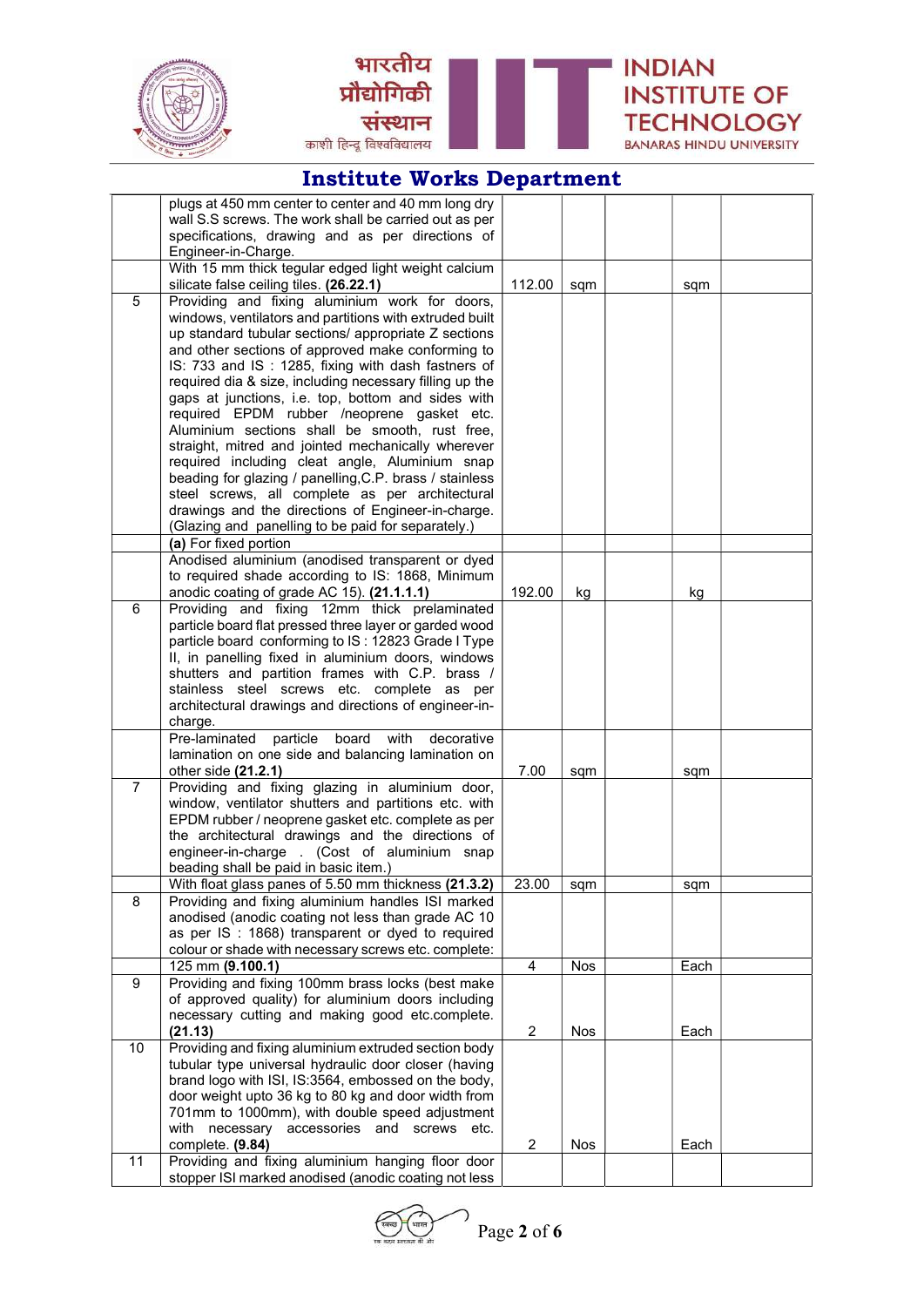# Institute Works Department

| | | | | | | |
|---|---|---|---|---|---|---|
| | plugs at 450 mm center to center and 40 mm long dry wall S.S screws. The work shall be carried out as per specifications, drawing and as per directions of Engineer-in-Charge. | | | | | |
| | With 15 mm thick tegular edged light weight calcium silicate false ceiling tiles. **(26.22.1)** | 112.00 | sqm | | sqm | |
| 5 | Providing and fixing aluminium work for doors, windows, ventilators and partitions with extruded built up standard tubular sections/ appropriate Z sections and other sections of approved make conforming to IS: 733 and IS : 1285, fixing with dash fastners of required dia & size, including necessary filling up the gaps at junctions, i.e. top, bottom and sides with required EPDM rubber /neoprene gasket etc. Aluminium sections shall be smooth, rust free, straight, mitred and jointed mechanically wherever required including cleat angle, Aluminium snap beading for glazing / panelling,C.P. brass / stainless steel screws, all complete as per architectural drawings and the directions of Engineer-in-charge. (Glazing and panelling to be paid for separately.) | | | | | |
| | **(a)** For fixed portion | | | | | |
| | Anodised aluminium (anodised transparent or dyed to required shade according to IS: 1868, Minimum anodic coating of grade AC 15). **(21.1.1.1)** | 192.00 | kg | | kg | |
| 6 | Providing and fixing 12mm thick prelaminated particle board flat pressed three layer or garded wood particle board conforming to IS : 12823 Grade I Type II, in panelling fixed in aluminium doors, windows shutters and partition frames with C.P. brass / stainless steel screws etc. complete as per architectural drawings and directions of engineer-in-charge. | | | | | |
| | Pre-laminated particle board with decorative lamination on one side and balancing lamination on other side **(21.2.1)** | 7.00 | sqm | | sqm | |
| 7 | Providing and fixing glazing in aluminium door, window, ventilator shutters and partitions etc. with EPDM rubber / neoprene gasket etc. complete as per the architectural drawings and the directions of engineer-in-charge . (Cost of aluminium snap beading shall be paid in basic item.) | | | | | |
| | With float glass panes of 5.50 mm thickness **(21.3.2)** | 23.00 | sqm | | sqm | |
| 8 | Providing and fixing aluminium handles ISI marked anodised (anodic coating not less than grade AC 10 as per IS : 1868) transparent or dyed to required colour or shade with necessary screws etc. complete: | | | | | |
| | 125 mm **(9.100.1)** | 4 | Nos | | Each | |
| 9 | Providing and fixing 100mm brass locks (best make of approved quality) for aluminium doors including necessary cutting and making good etc.complete. **(21.13)** | 2 | Nos | | Each | |
| 10 | Providing and fixing aluminium extruded section body tubular type universal hydraulic door closer (having brand logo with ISI, IS:3564, embossed on the body, door weight upto 36 kg to 80 kg and door width from 701mm to 1000mm), with double speed adjustment with necessary accessories and screws etc. complete. **(9.84)** | 2 | Nos | | Each | |
| 11 | Providing and fixing aluminium hanging floor door stopper ISI marked anodised (anodic coating not less | | | | | |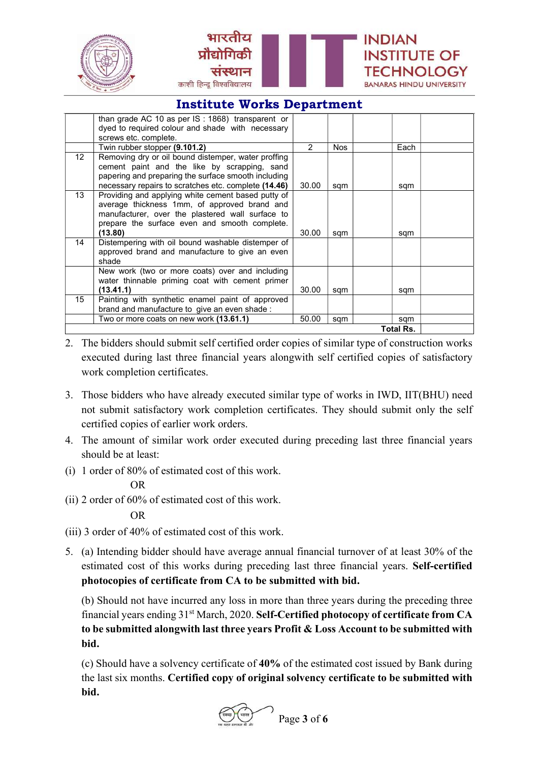## Institute Works Department

| | | | | | | |
|---|---|---|---|---|---|---|
| | than grade AC 10 as per IS : 1868) transparent or dyed to required colour and shade with necessary screws etc. complete. | | | | | |
| | Twin rubber stopper **(9.101.2)** | 2 | Nos | | Each | |
| 12 | Removing dry or oil bound distemper, water proffing cement paint and the like by scrapping, sand papering and preparing the surface smooth including necessary repairs to scratches etc. complete **(14.46)** | 30.00 | sqm | | sqm | |
| 13 | Providing and applying white cement based putty of average thickness 1mm, of approved brand and manufacturer, over the plastered wall surface to prepare the surface even and smooth complete. **(13.80)** | 30.00 | sqm | | sqm | |
| 14 | Distempering with oil bound washable distemper of approved brand and manufacture to give an even shade | | | | | |
| | New work (two or more coats) over and including water thinnable priming coat with cement primer **(13.41.1)** | 30.00 | sqm | | sqm | |
| 15 | Painting with synthetic enamel paint of approved brand and manufacture to give an even shade : | | | | | |
| | Two or more coats on new work **(13.61.1)** | 50.00 | sqm | | sqm | |
| | | | | | **Total Rs.** | |

2. The bidders should submit self certified order copies of similar type of construction works executed during last three financial years alongwith self certified copies of satisfactory work completion certificates.

3. Those bidders who have already executed similar type of works in IWD, IIT(BHU) need not submit satisfactory work completion certificates. They should submit only the self certified copies of earlier work orders.

4. The amount of similar work order executed during preceding last three financial years should be at least:

(i) 1 order of 80% of estimated cost of this work.

OR

(ii) 2 order of 60% of estimated cost of this work.

OR

(iii) 3 order of 40% of estimated cost of this work.

5. (a) Intending bidder should have average annual financial turnover of at least 30% of the estimated cost of this works during preceding last three financial years. **Self-certified photocopies of certificate from CA to be submitted with bid.**

   (b) Should not have incurred any loss in more than three years during the preceding three financial years ending 31st March, 2020. **Self-Certified photocopy of certificate from CA to be submitted alongwith last three years Profit & Loss Account to be submitted with bid.**

   (c) Should have a solvency certificate of **40%** of the estimated cost issued by Bank during the last six months. **Certified copy of original solvency certificate to be submitted with bid.**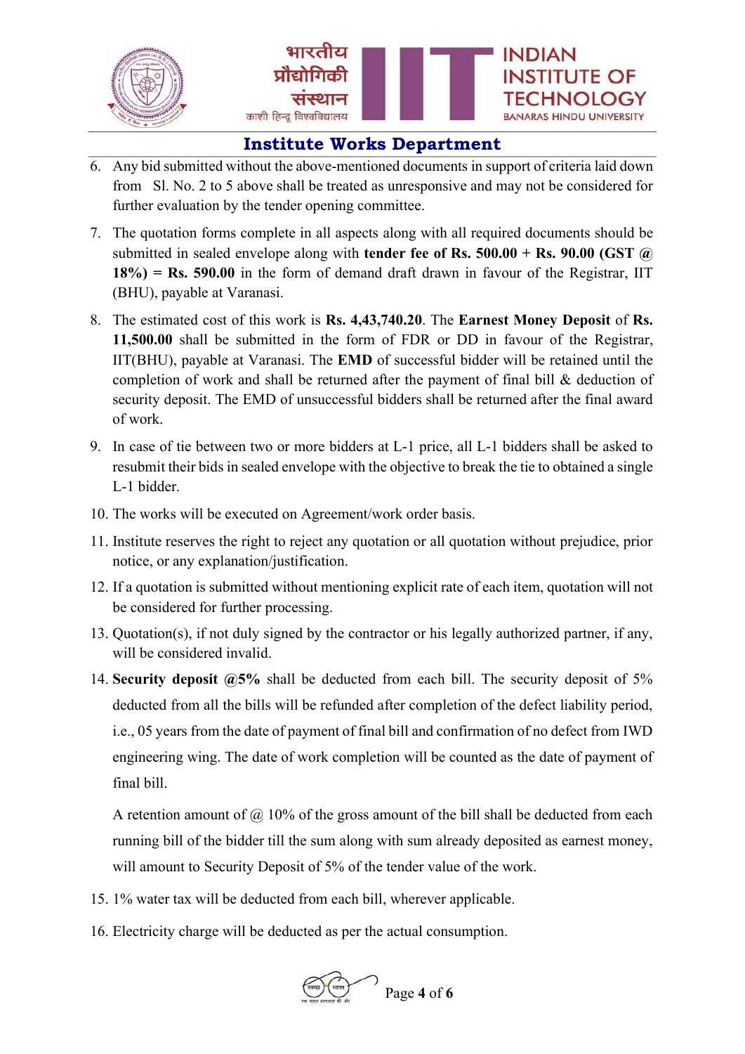6. Any bid submitted without the above-mentioned documents in support of criteria laid down from Sl. No. 2 to 5 above shall be treated as unresponsive and may not be considered for further evaluation by the tender opening committee.

7. The quotation forms complete in all aspects along with all required documents should be submitted in sealed envelope along with **tender fee of Rs. 500.00 + Rs. 90.00 (GST @ 18%) = Rs. 590.00** in the form of demand draft drawn in favour of the Registrar, IIT (BHU), payable at Varanasi.

8. The estimated cost of this work is **Rs. 4,43,740.20**. The **Earnest Money Deposit** of **Rs. 11,500.00** shall be submitted in the form of FDR or DD in favour of the Registrar, IIT(BHU), payable at Varanasi. The **EMD** of successful bidder will be retained until the completion of work and shall be returned after the payment of final bill & deduction of security deposit. The EMD of unsuccessful bidders shall be returned after the final award of work.

9. In case of tie between two or more bidders at L-1 price, all L-1 bidders shall be asked to resubmit their bids in sealed envelope with the objective to break the tie to obtained a single L-1 bidder.

10. The works will be executed on Agreement/work order basis.

11. Institute reserves the right to reject any quotation or all quotation without prejudice, prior notice, or any explanation/justification.

12. If a quotation is submitted without mentioning explicit rate of each item, quotation will not be considered for further processing.

13. Quotation(s), if not duly signed by the contractor or his legally authorized partner, if any, will be considered invalid.

14. **Security deposit @5%** shall be deducted from each bill. The security deposit of 5% deducted from all the bills will be refunded after completion of the defect liability period, i.e., 05 years from the date of payment of final bill and confirmation of no defect from IWD engineering wing. The date of work completion will be counted as the date of payment of final bill.

    A retention amount of @ 10% of the gross amount of the bill shall be deducted from each running bill of the bidder till the sum along with sum already deposited as earnest money, will amount to Security Deposit of 5% of the tender value of the work.

15. 1% water tax will be deducted from each bill, wherever applicable.

16. Electricity charge will be deducted as per the actual consumption.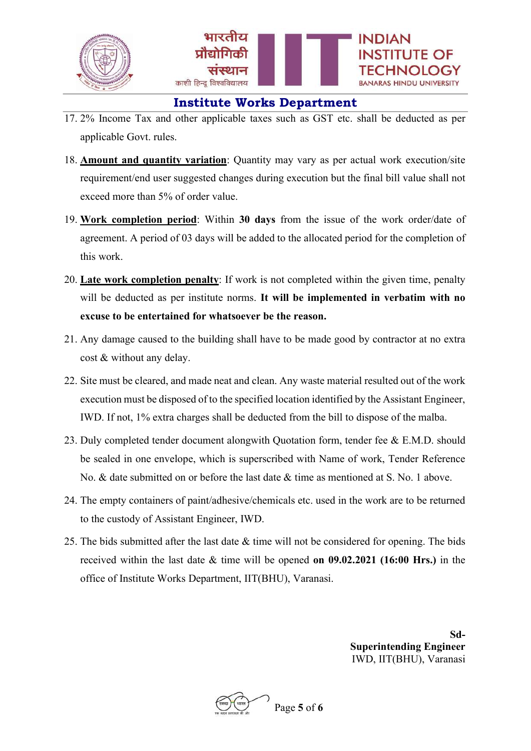## Institute Works Department

17. 2% Income Tax and other applicable taxes such as GST etc. shall be deducted as per applicable Govt. rules.

18. **Amount and quantity variation**: Quantity may vary as per actual work execution/site requirement/end user suggested changes during execution but the final bill value shall not exceed more than 5% of order value.

19. **Work completion period**: Within **30 days** from the issue of the work order/date of agreement. A period of 03 days will be added to the allocated period for the completion of this work.

20. **Late work completion penalty**: If work is not completed within the given time, penalty will be deducted as per institute norms. **It will be implemented in verbatim with no excuse to be entertained for whatsoever be the reason.**

21. Any damage caused to the building shall have to be made good by contractor at no extra cost & without any delay.

22. Site must be cleared, and made neat and clean. Any waste material resulted out of the work execution must be disposed of to the specified location identified by the Assistant Engineer, IWD. If not, 1% extra charges shall be deducted from the bill to dispose of the malba.

23. Duly completed tender document alongwith Quotation form, tender fee & E.M.D. should be sealed in one envelope, which is superscribed with Name of work, Tender Reference No. & date submitted on or before the last date & time as mentioned at S. No. 1 above.

24. The empty containers of paint/adhesive/chemicals etc. used in the work are to be returned to the custody of Assistant Engineer, IWD.

25. The bids submitted after the last date & time will not be considered for opening. The bids received within the last date & time will be opened **on 09.02.2021 (16:00 Hrs.)** in the office of Institute Works Department, IIT(BHU), Varanasi.

**Sd-**
**Superintending Engineer**
IWD, IIT(BHU), Varanasi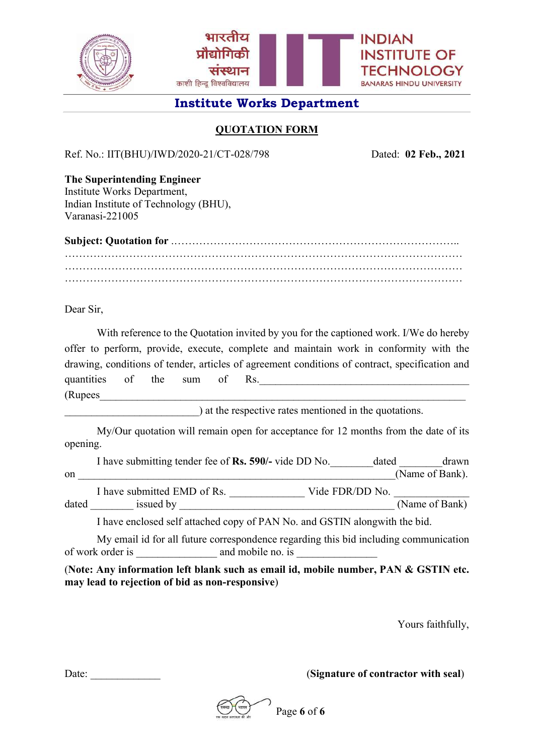भारतीय प्रौद्योगिकी संस्थान काशी हिन्दू विश्वविद्यालय

INDIAN INSTITUTE OF TECHNOLOGY BANARAS HINDU UNIVERSITY

## Institute Works Department

### QUOTATION FORM

Ref. No.: IIT(BHU)/IWD/2020-21/CT-028/798 Dated: **02 Feb., 2021**

**The Superintending Engineer**
Institute Works Department,
Indian Institute of Technology (BHU),
Varanasi-221005

**Subject: Quotation for** ……………………………………………………………………..
…………………………………………………………………………………………………
…………………………………………………………………………………………………
…………………………………………………………………………………………………

Dear Sir,

With reference to the Quotation invited by you for the captioned work. I/We do hereby offer to perform, provide, execute, complete and maintain work in conformity with the drawing, conditions of tender, articles of agreement conditions of contract, specification and quantities of the sum of Rs.________________________________________ (Rupees________________________________________________________________ ________________________) at the respective rates mentioned in the quotations.

My/Our quotation will remain open for acceptance for 12 months from the date of its opening.

I have submitting tender fee of **Rs. 590/-** vide DD No.________dated ________drawn on ______________________________________________________________(Name of Bank).

I have submitted EMD of Rs. ______________ Vide FDR/DD No. ______________ dated ________ issued by ___________________________________________ (Name of Bank)

I have enclosed self attached copy of PAN No. and GSTIN alongwith the bid.

My email id for all future correspondence regarding this bid including communication of work order is _______________ and mobile no. is _______________

(**Note: Any information left blank such as email id, mobile number, PAN & GSTIN etc. may lead to rejection of bid as non-responsive**)

Yours faithfully,

Date: _____________ (**Signature of contractor with seal**)